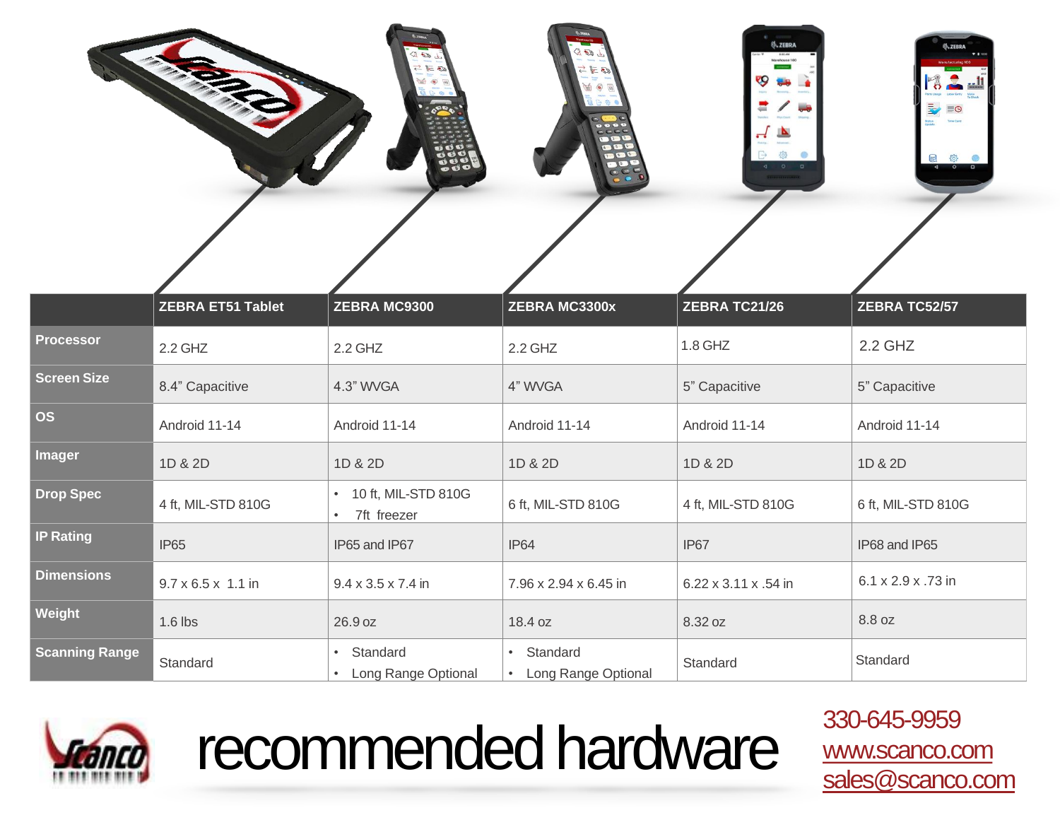| | ZEBRA ET51 Tablet | ZEBRA MC9300 | ZEBRA MC3300x | ZEBRA TC21/26 | ZEBRA TC52/57 |
|---|---|---|---|---|---|
| **Processor** | 2.2 GHZ | 2.2 GHZ | 2.2 GHZ | 1.8 GHZ | 2.2 GHZ |
| **Screen Size** | 8.4" Capacitive | 4.3" WVGA | 4" WVGA | 5" Capacitive | 5" Capacitive |
| **OS** | Android 11-14 | Android 11-14 | Android 11-14 | Android 11-14 | Android 11-14 |
| **Imager** | 1D & 2D | 1D & 2D | 1D & 2D | 1D & 2D | 1D & 2D |
| **Drop Spec** | 4 ft, MIL-STD 810G | • 10 ft, MIL-STD 810G<br>• 7ft freezer | 6 ft, MIL-STD 810G | 4 ft, MIL-STD 810G | 6 ft, MIL-STD 810G |
| **IP Rating** | IP65 | IP65 and IP67 | IP64 | IP67 | IP68 and IP65 |
| **Dimensions** | 9.7 x 6.5 x 1.1 in | 9.4 x 3.5 x 7.4 in | 7.96 x 2.94 x 6.45 in | 6.22 x 3.11 x .54 in | 6.1 x 2.9 x .73 in |
| **Weight** | 1.6 lbs | 26.9 oz | 18.4 oz | 8.32 oz | 8.8 oz |
| **Scanning Range** | Standard | • Standard<br>• Long Range Optional | • Standard<br>• Long Range Optional | Standard | Standard |

# recommended hardware

330-645-9959
www.scanco.com
sales@scanco.com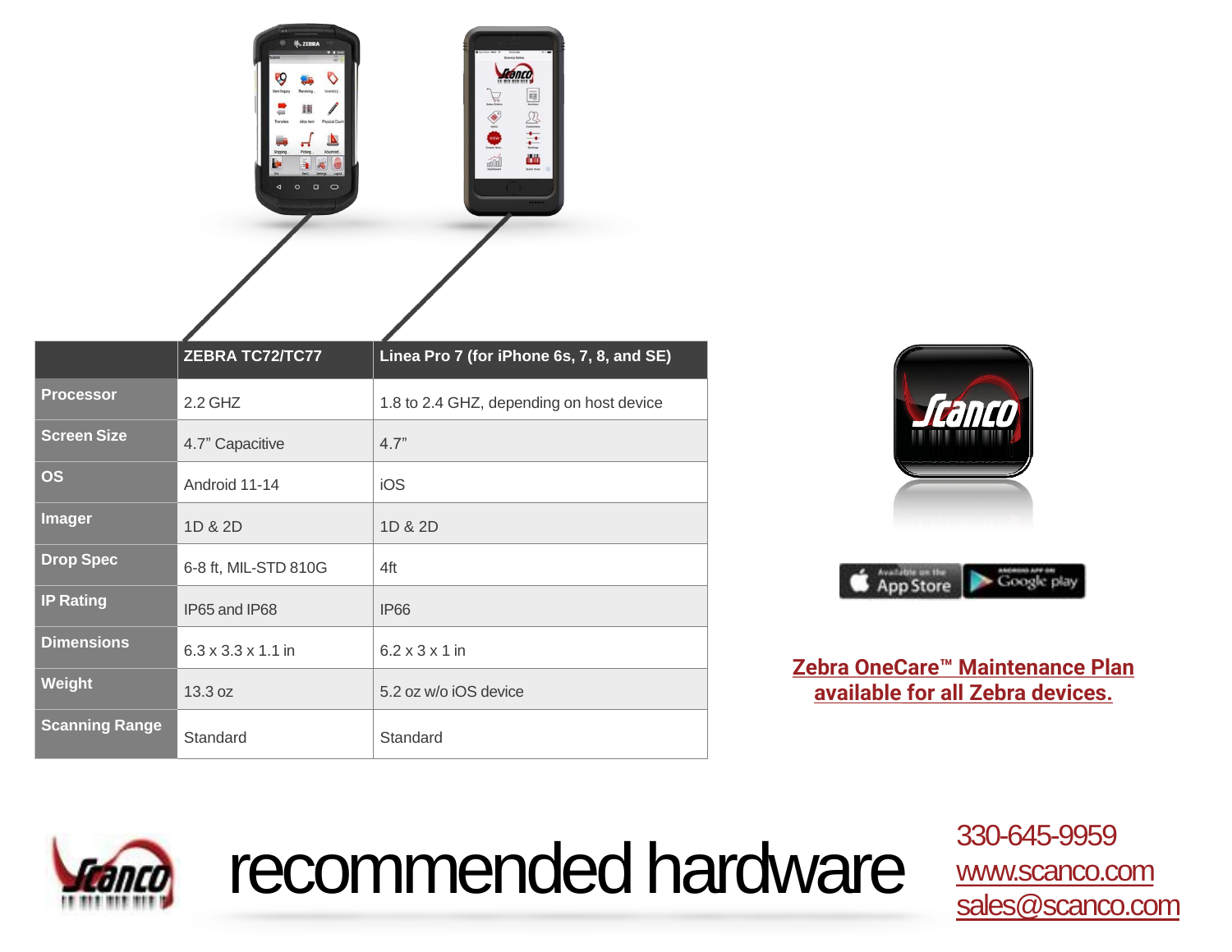|  | ZEBRA TC72/TC77 | Linea Pro 7 (for iPhone 6s, 7, 8, and SE) |
|---|---|---|
| Processor | 2.2 GHZ | 1.8 to 2.4 GHZ, depending on host device |
| Screen Size | 4.7" Capacitive | 4.7" |
| OS | Android 11-14 | iOS |
| Imager | 1D & 2D | 1D & 2D |
| Drop Spec | 6-8 ft, MIL-STD 810G | 4ft |
| IP Rating | IP65 and IP68 | IP66 |
| Dimensions | 6.3 x 3.3 x 1.1 in | 6.2 x 3 x 1 in |
| Weight | 13.3 oz | 5.2 oz w/o iOS device |
| Scanning Range | Standard | Standard |

**Zebra OneCare™ Maintenance Plan available for all Zebra devices.**

# recommended hardware

330-645-9959

www.scanco.com

sales@scanco.com